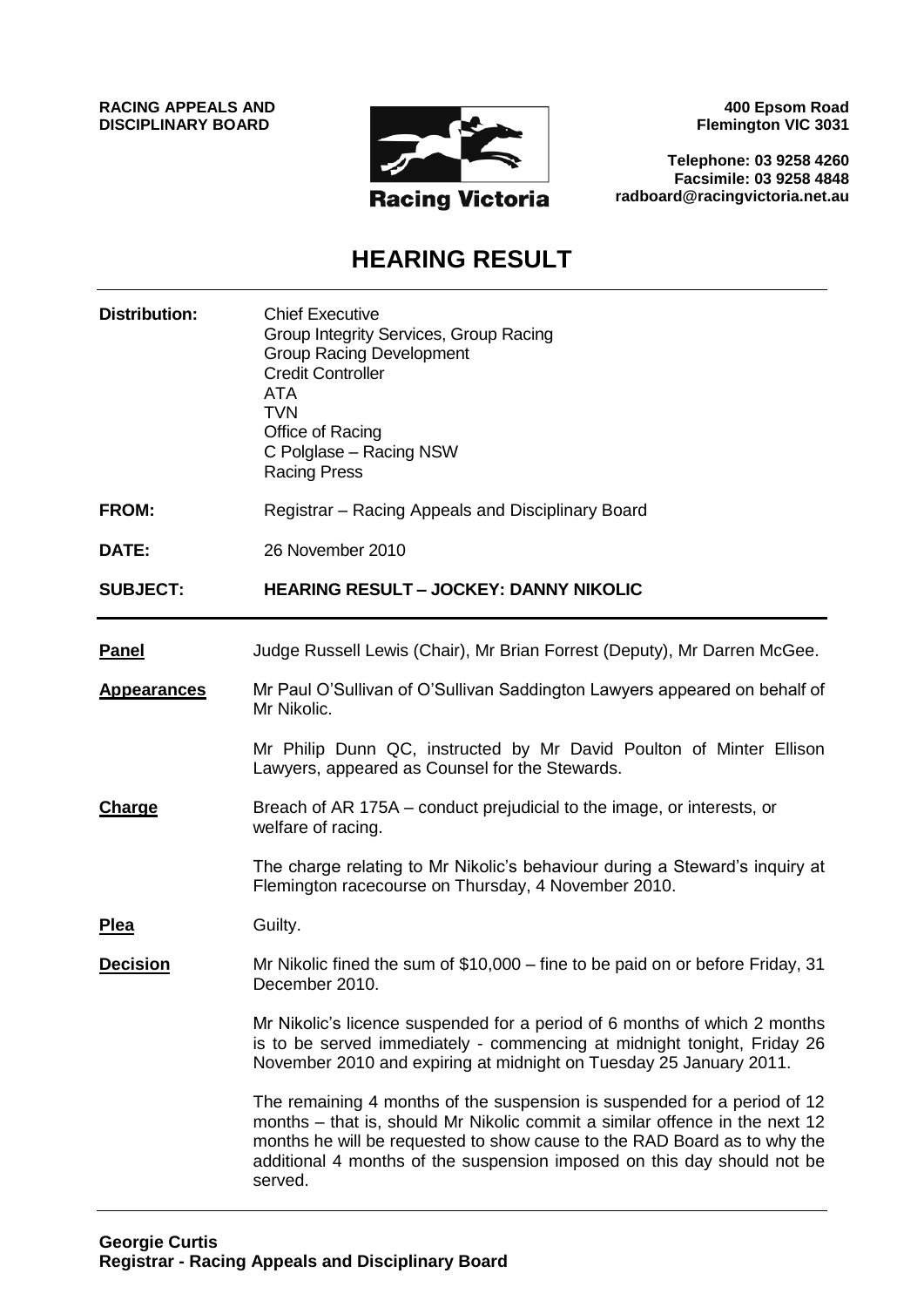**RACING APPEALS AND DISCIPLINARY BOARD**

**Racing Victoria**

**400 Epsom Road**
**Flemington VIC 3031**

**Telephone: 03 9258 4260**
**Facsimile: 03 9258 4848**
**radboard@racingvictoria.net.au**

# HEARING RESULT

| | |
|---|---|
| **Distribution:** | Chief Executive<br>Group Integrity Services, Group Racing<br>Group Racing Development<br>Credit Controller<br>ATA<br>TVN<br>Office of Racing<br>C Polglase – Racing NSW<br>Racing Press |
| **FROM:** | Registrar – Racing Appeals and Disciplinary Board |
| **DATE:** | 26 November 2010 |
| **SUBJECT:** | **HEARING RESULT – JOCKEY: DANNY NIKOLIC** |

**Panel** Judge Russell Lewis (Chair), Mr Brian Forrest (Deputy), Mr Darren McGee.

**Appearances** Mr Paul O'Sullivan of O'Sullivan Saddington Lawyers appeared on behalf of Mr Nikolic.

Mr Philip Dunn QC, instructed by Mr David Poulton of Minter Ellison Lawyers, appeared as Counsel for the Stewards.

**Charge** Breach of AR 175A – conduct prejudicial to the image, or interests, or welfare of racing.

The charge relating to Mr Nikolic's behaviour during a Steward's inquiry at Flemington racecourse on Thursday, 4 November 2010.

**Plea** Guilty.

**Decision** Mr Nikolic fined the sum of $10,000 – fine to be paid on or before Friday, 31 December 2010.

Mr Nikolic's licence suspended for a period of 6 months of which 2 months is to be served immediately - commencing at midnight tonight, Friday 26 November 2010 and expiring at midnight on Tuesday 25 January 2011.

The remaining 4 months of the suspension is suspended for a period of 12 months – that is, should Mr Nikolic commit a similar offence in the next 12 months he will be requested to show cause to the RAD Board as to why the additional 4 months of the suspension imposed on this day should not be served.

**Georgie Curtis**
**Registrar - Racing Appeals and Disciplinary Board**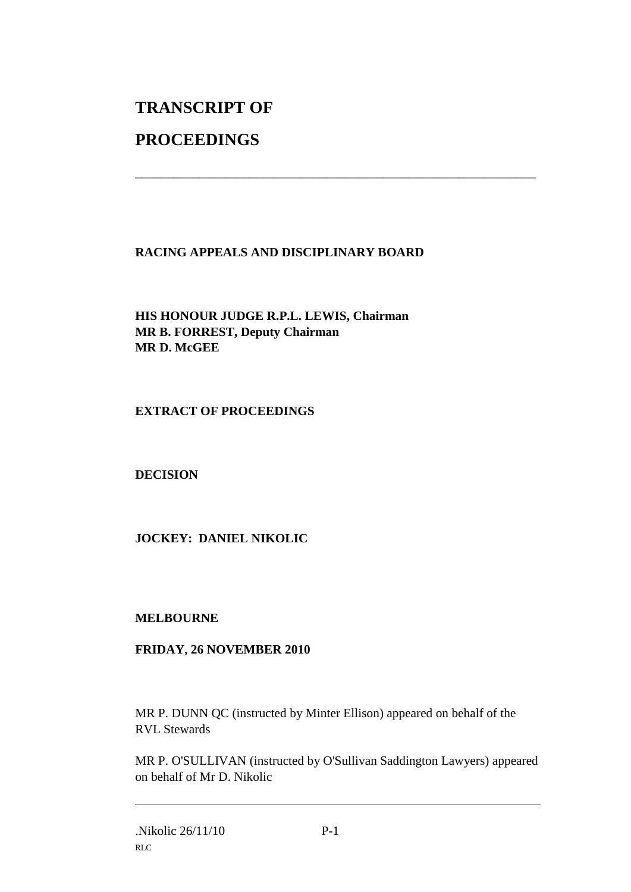# TRANSCRIPT OF

# PROCEEDINGS

---

**RACING APPEALS AND DISCIPLINARY BOARD**

**HIS HONOUR JUDGE R.P.L. LEWIS, Chairman**
**MR B. FORREST, Deputy Chairman**
**MR D. McGEE**

**EXTRACT OF PROCEEDINGS**

**DECISION**

**JOCKEY: DANIEL NIKOLIC**

**MELBOURNE**

**FRIDAY, 26 NOVEMBER 2010**

MR P. DUNN QC (instructed by Minter Ellison) appeared on behalf of the RVL Stewards

MR P. O'SULLIVAN (instructed by O'Sullivan Saddington Lawyers) appeared on behalf of Mr D. Nikolic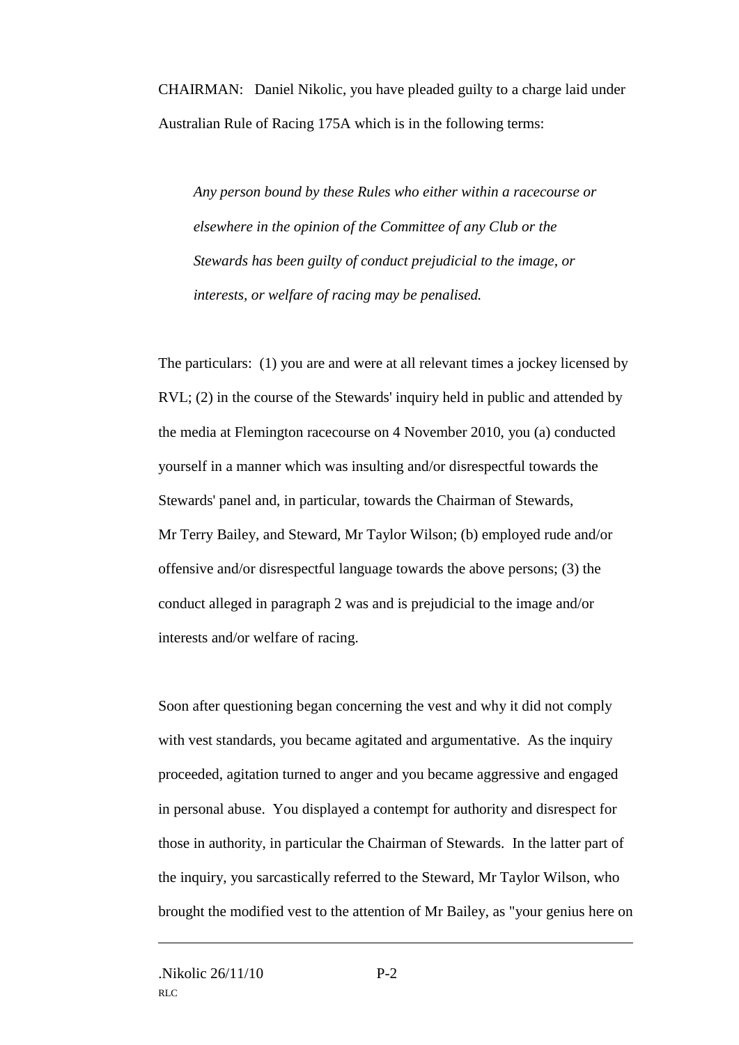CHAIRMAN: Daniel Nikolic, you have pleaded guilty to a charge laid under Australian Rule of Racing 175A which is in the following terms:

> *Any person bound by these Rules who either within a racecourse or elsewhere in the opinion of the Committee of any Club or the Stewards has been guilty of conduct prejudicial to the image, or interests, or welfare of racing may be penalised.*

The particulars: (1) you are and were at all relevant times a jockey licensed by RVL; (2) in the course of the Stewards' inquiry held in public and attended by the media at Flemington racecourse on 4 November 2010, you (a) conducted yourself in a manner which was insulting and/or disrespectful towards the Stewards' panel and, in particular, towards the Chairman of Stewards, Mr Terry Bailey, and Steward, Mr Taylor Wilson; (b) employed rude and/or offensive and/or disrespectful language towards the above persons; (3) the conduct alleged in paragraph 2 was and is prejudicial to the image and/or interests and/or welfare of racing.

Soon after questioning began concerning the vest and why it did not comply with vest standards, you became agitated and argumentative. As the inquiry proceeded, agitation turned to anger and you became aggressive and engaged in personal abuse. You displayed a contempt for authority and disrespect for those in authority, in particular the Chairman of Stewards. In the latter part of the inquiry, you sarcastically referred to the Steward, Mr Taylor Wilson, who brought the modified vest to the attention of Mr Bailey, as "your genius here on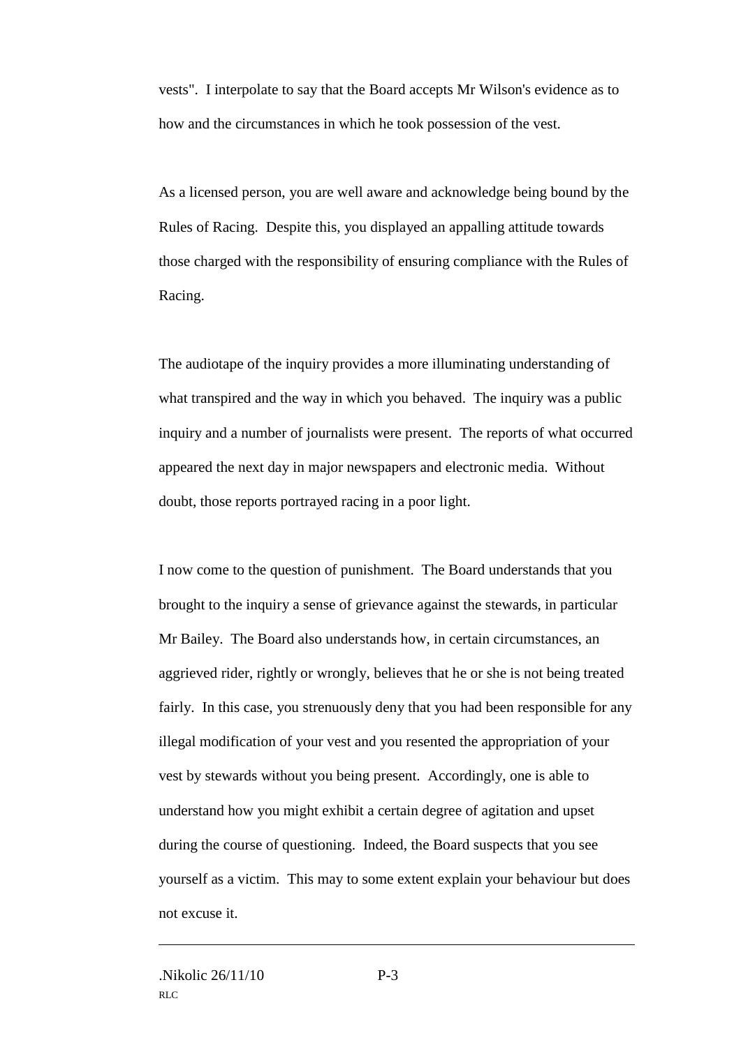vests". I interpolate to say that the Board accepts Mr Wilson's evidence as to how and the circumstances in which he took possession of the vest.

As a licensed person, you are well aware and acknowledge being bound by the Rules of Racing. Despite this, you displayed an appalling attitude towards those charged with the responsibility of ensuring compliance with the Rules of Racing.

The audiotape of the inquiry provides a more illuminating understanding of what transpired and the way in which you behaved. The inquiry was a public inquiry and a number of journalists were present. The reports of what occurred appeared the next day in major newspapers and electronic media. Without doubt, those reports portrayed racing in a poor light.

I now come to the question of punishment. The Board understands that you brought to the inquiry a sense of grievance against the stewards, in particular Mr Bailey. The Board also understands how, in certain circumstances, an aggrieved rider, rightly or wrongly, believes that he or she is not being treated fairly. In this case, you strenuously deny that you had been responsible for any illegal modification of your vest and you resented the appropriation of your vest by stewards without you being present. Accordingly, one is able to understand how you might exhibit a certain degree of agitation and upset during the course of questioning. Indeed, the Board suspects that you see yourself as a victim. This may to some extent explain your behaviour but does not excuse it.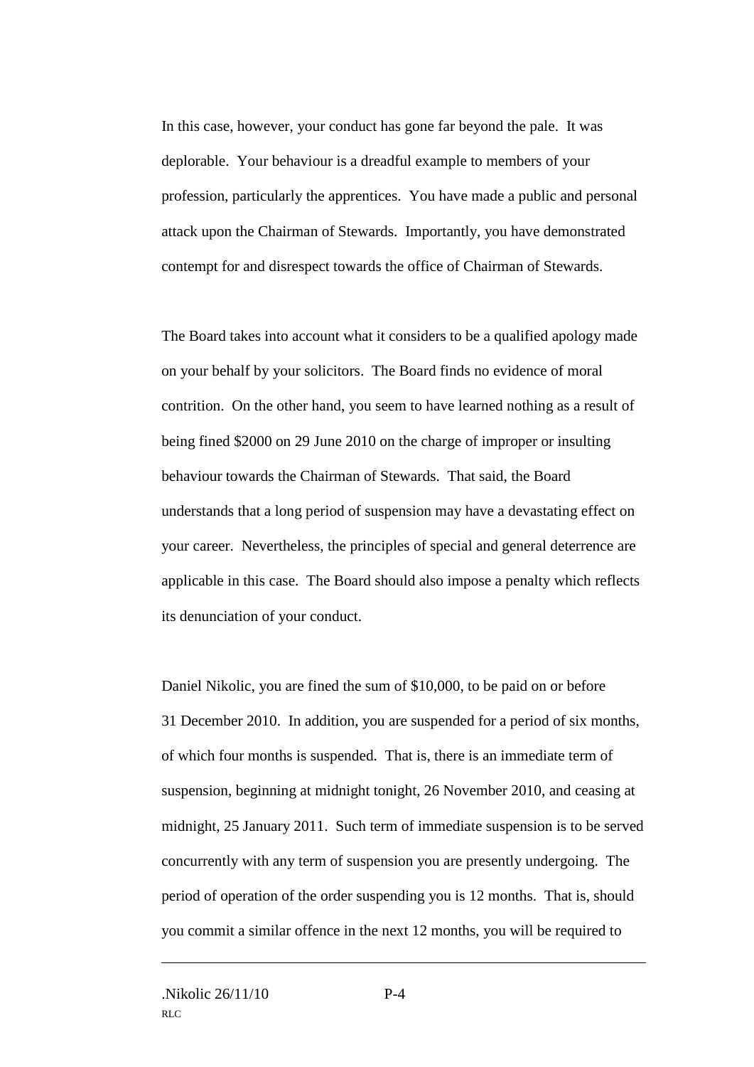In this case, however, your conduct has gone far beyond the pale. It was deplorable. Your behaviour is a dreadful example to members of your profession, particularly the apprentices. You have made a public and personal attack upon the Chairman of Stewards. Importantly, you have demonstrated contempt for and disrespect towards the office of Chairman of Stewards.

The Board takes into account what it considers to be a qualified apology made on your behalf by your solicitors. The Board finds no evidence of moral contrition. On the other hand, you seem to have learned nothing as a result of being fined $2000 on 29 June 2010 on the charge of improper or insulting behaviour towards the Chairman of Stewards. That said, the Board understands that a long period of suspension may have a devastating effect on your career. Nevertheless, the principles of special and general deterrence are applicable in this case. The Board should also impose a penalty which reflects its denunciation of your conduct.

Daniel Nikolic, you are fined the sum of $10,000, to be paid on or before 31 December 2010. In addition, you are suspended for a period of six months, of which four months is suspended. That is, there is an immediate term of suspension, beginning at midnight tonight, 26 November 2010, and ceasing at midnight, 25 January 2011. Such term of immediate suspension is to be served concurrently with any term of suspension you are presently undergoing. The period of operation of the order suspending you is 12 months. That is, should you commit a similar offence in the next 12 months, you will be required to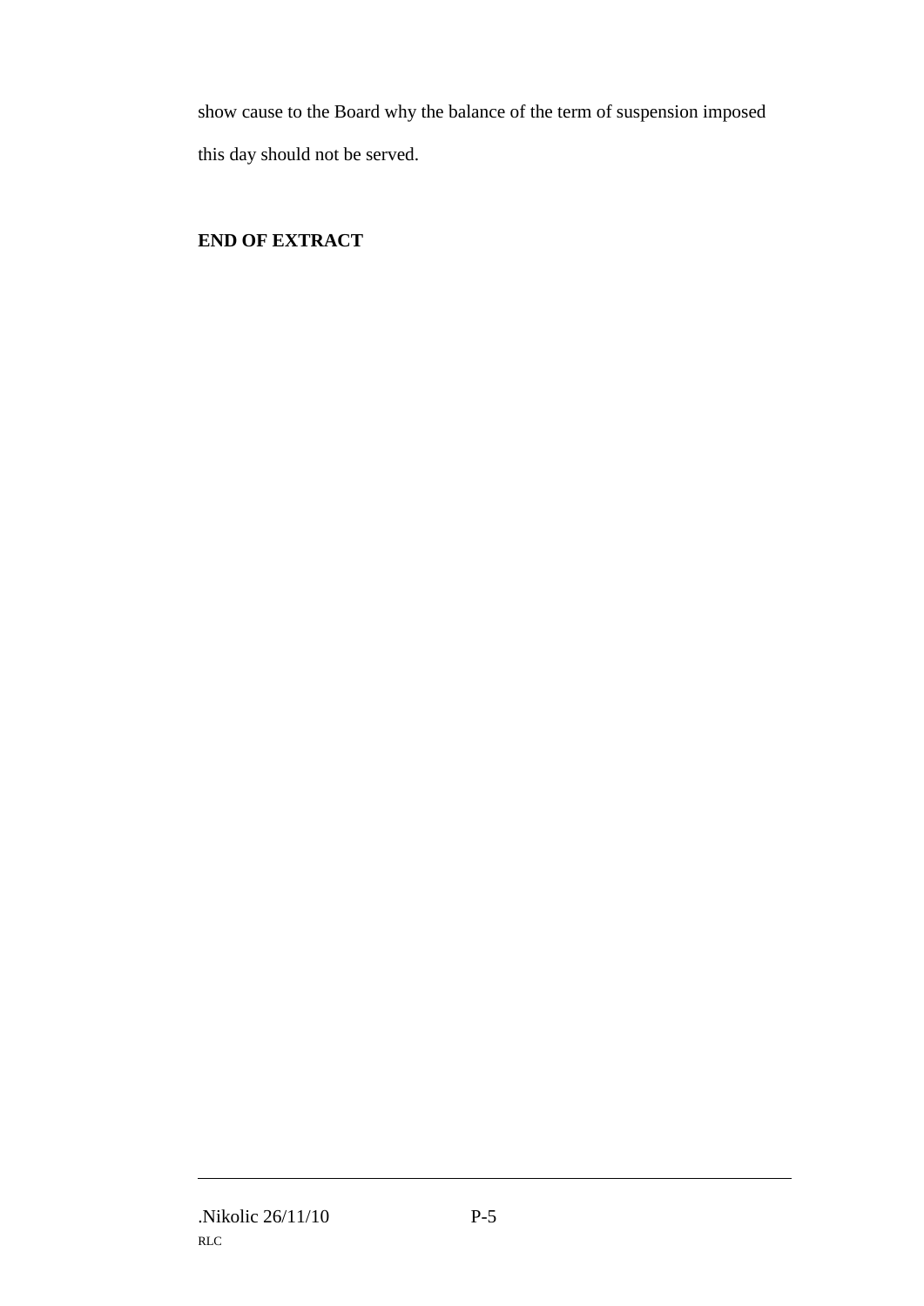show cause to the Board why the balance of the term of suspension imposed this day should not be served.

**END OF EXTRACT**